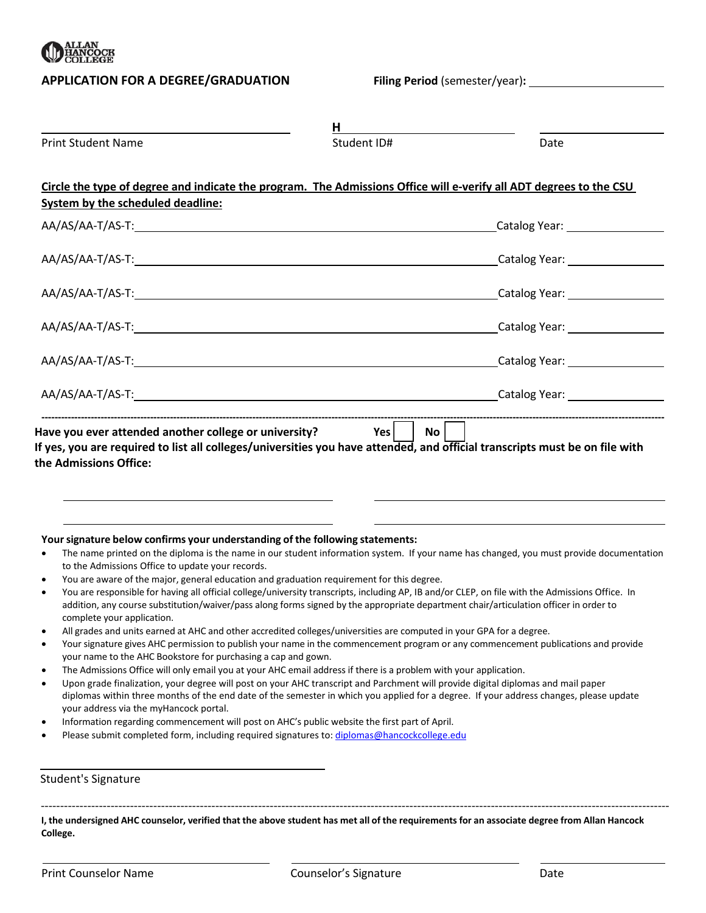ALLAN HANCOCK COLLEGE

## APPLICATION FOR A DEGREE/GRADUATION

**Filing Period** (semester/year)**:** ____________________

____________________________ **H**____________________ ____________________
Print Student Name Student ID# Date

**Circle the type of degree and indicate the program. The Admissions Office will e-verify all ADT degrees to the CSU System by the scheduled deadline:**

AA/AS/AA-T/AS-T:____________________________________________ Catalog Year: ______________

AA/AS/AA-T/AS-T:____________________________________________ Catalog Year: ______________

AA/AS/AA-T/AS-T:____________________________________________ Catalog Year: ______________

AA/AS/AA-T/AS-T:____________________________________________ Catalog Year: ______________

AA/AS/AA-T/AS-T:____________________________________________ Catalog Year: ______________

AA/AS/AA-T/AS-T:____________________________________________ Catalog Year: ______________

---

**Have you ever attended another college or university?** **Yes** ☐ **No** ☐

**If yes, you are required to list all colleges/universities you have attended, and official transcripts must be on file with the Admissions Office:**

____________________________ ____________________________

____________________________ ____________________________

**Your signature below confirms your understanding of the following statements:**

- The name printed on the diploma is the name in our student information system. If your name has changed, you must provide documentation to the Admissions Office to update your records.
- You are aware of the major, general education and graduation requirement for this degree.
- You are responsible for having all official college/university transcripts, including AP, IB and/or CLEP, on file with the Admissions Office. In addition, any course substitution/waiver/pass along forms signed by the appropriate department chair/articulation officer in order to complete your application.
- All grades and units earned at AHC and other accredited colleges/universities are computed in your GPA for a degree.
- Your signature gives AHC permission to publish your name in the commencement program or any commencement publications and provide your name to the AHC Bookstore for purchasing a cap and gown.
- The Admissions Office will only email you at your AHC email address if there is a problem with your application.
- Upon grade finalization, your degree will post on your AHC transcript and Parchment will provide digital diplomas and mail paper diplomas within three months of the end date of the semester in which you applied for a degree. If your address changes, please update your address via the myHancock portal.
- Information regarding commencement will post on AHC's public website the first part of April.
- Please submit completed form, including required signatures to: diplomas@hancockcollege.edu

____________________________
Student's Signature

---

**I, the undersigned AHC counselor, verified that the above student has met all of the requirements for an associate degree from Allan Hancock College.**

____________________ ____________________ ____________________
Print Counselor Name Counselor's Signature Date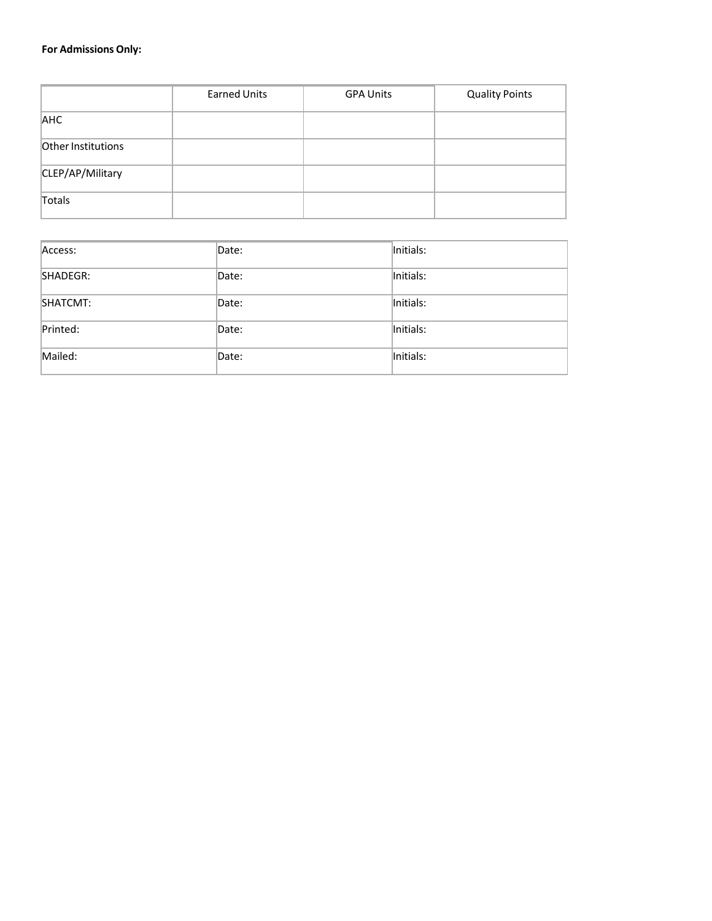**For Admissions Only:**

| | Earned Units | GPA Units | Quality Points |
|---|---|---|---|
| AHC | | | |
| Other Institutions | | | |
| CLEP/AP/Military | | | |
| Totals | | | |

| | | |
|---|---|---|
| Access: | Date: | Initials: |
| SHADEGR: | Date: | Initials: |
| SHATCMT: | Date: | Initials: |
| Printed: | Date: | Initials: |
| Mailed: | Date: | Initials: |